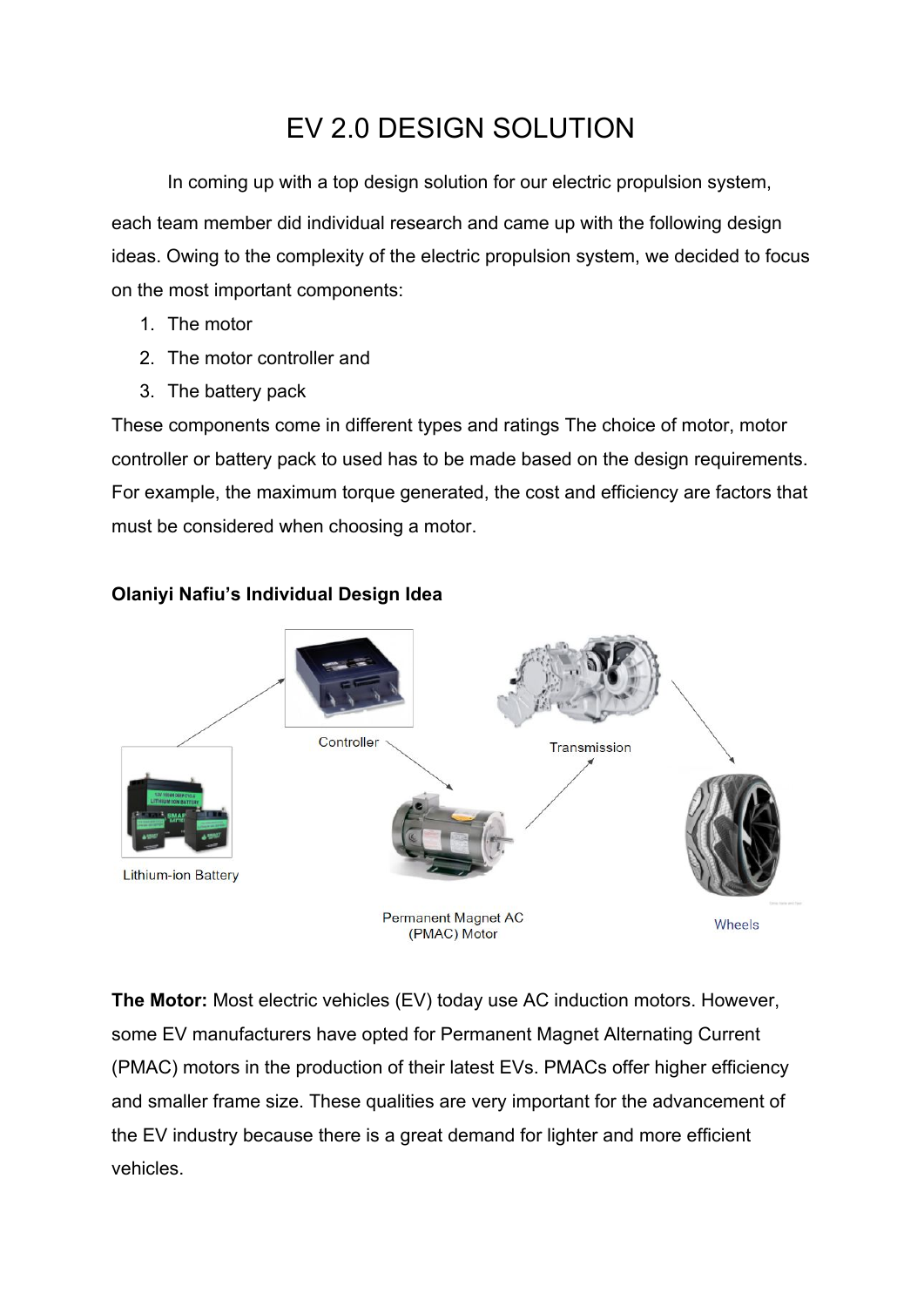# EV 2.0 DESIGN SOLUTION

In coming up with a top design solution for our electric propulsion system, each team member did individual research and came up with the following design ideas. Owing to the complexity of the electric propulsion system, we decided to focus on the most important components:

1. The motor
2. The motor controller and
3. The battery pack

These components come in different types and ratings The choice of motor, motor controller or battery pack to used has to be made based on the design requirements. For example, the maximum torque generated, the cost and efficiency are factors that must be considered when choosing a motor.

**Olaniyi Nafiu's Individual Design Idea**

**The Motor:** Most electric vehicles (EV) today use AC induction motors. However, some EV manufacturers have opted for Permanent Magnet Alternating Current (PMAC) motors in the production of their latest EVs. PMACs offer higher efficiency and smaller frame size. These qualities are very important for the advancement of the EV industry because there is a great demand for lighter and more efficient vehicles.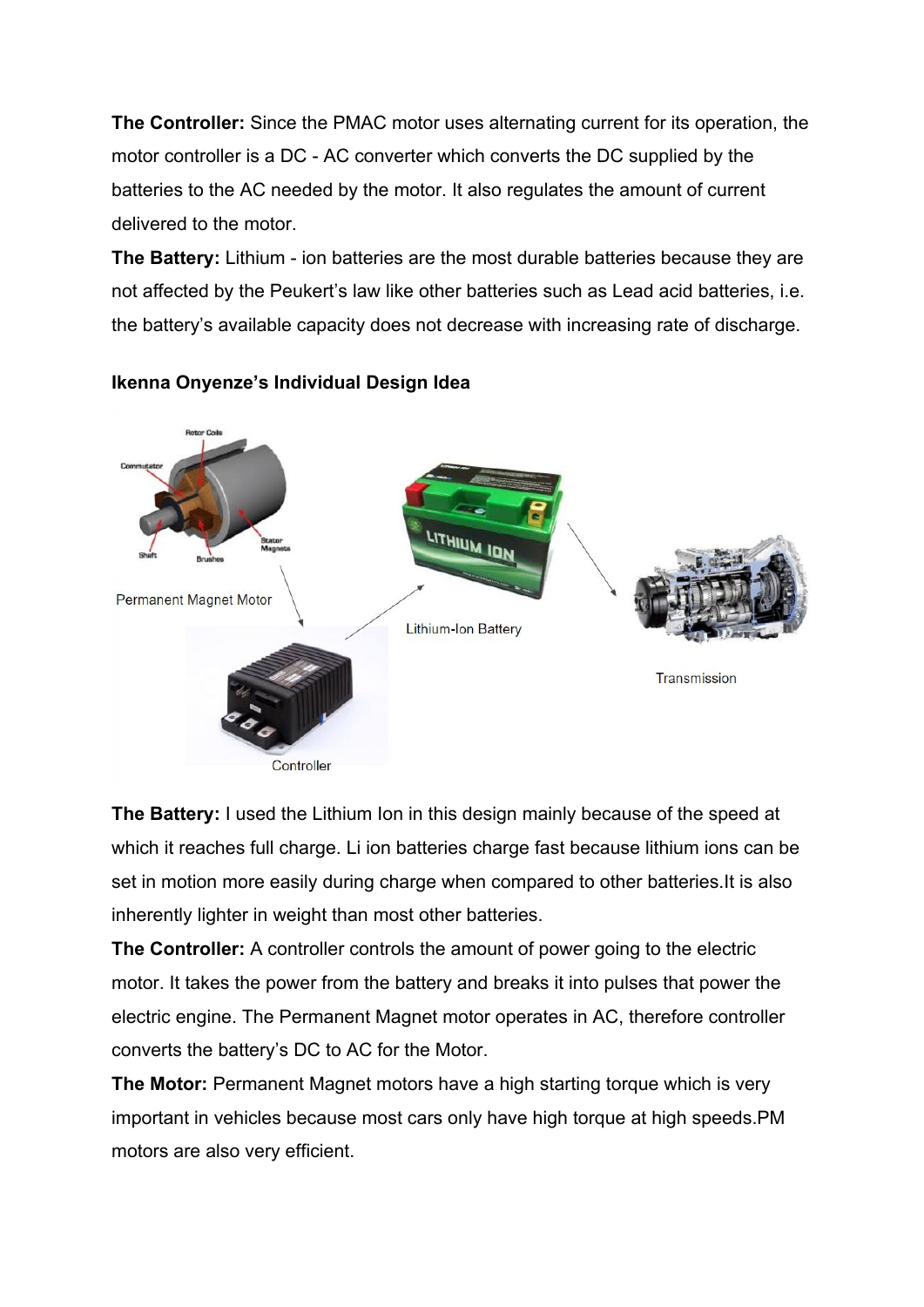**The Controller:** Since the PMAC motor uses alternating current for its operation, the motor controller is a DC - AC converter which converts the DC supplied by the batteries to the AC needed by the motor. It also regulates the amount of current delivered to the motor.

**The Battery:** Lithium - ion batteries are the most durable batteries because they are not affected by the Peukert's law like other batteries such as Lead acid batteries, i.e. the battery's available capacity does not decrease with increasing rate of discharge.

**Ikenna Onyenze's Individual Design Idea**

Permanent Magnet Motor

Lithium-Ion Battery

Transmission

Controller

**The Battery:** I used the Lithium Ion in this design mainly because of the speed at which it reaches full charge. Li ion batteries charge fast because lithium ions can be set in motion more easily during charge when compared to other batteries.It is also inherently lighter in weight than most other batteries.

**The Controller:** A controller controls the amount of power going to the electric motor. It takes the power from the battery and breaks it into pulses that power the electric engine. The Permanent Magnet motor operates in AC, therefore controller converts the battery's DC to AC for the Motor.

**The Motor:** Permanent Magnet motors have a high starting torque which is very important in vehicles because most cars only have high torque at high speeds.PM motors are also very efficient.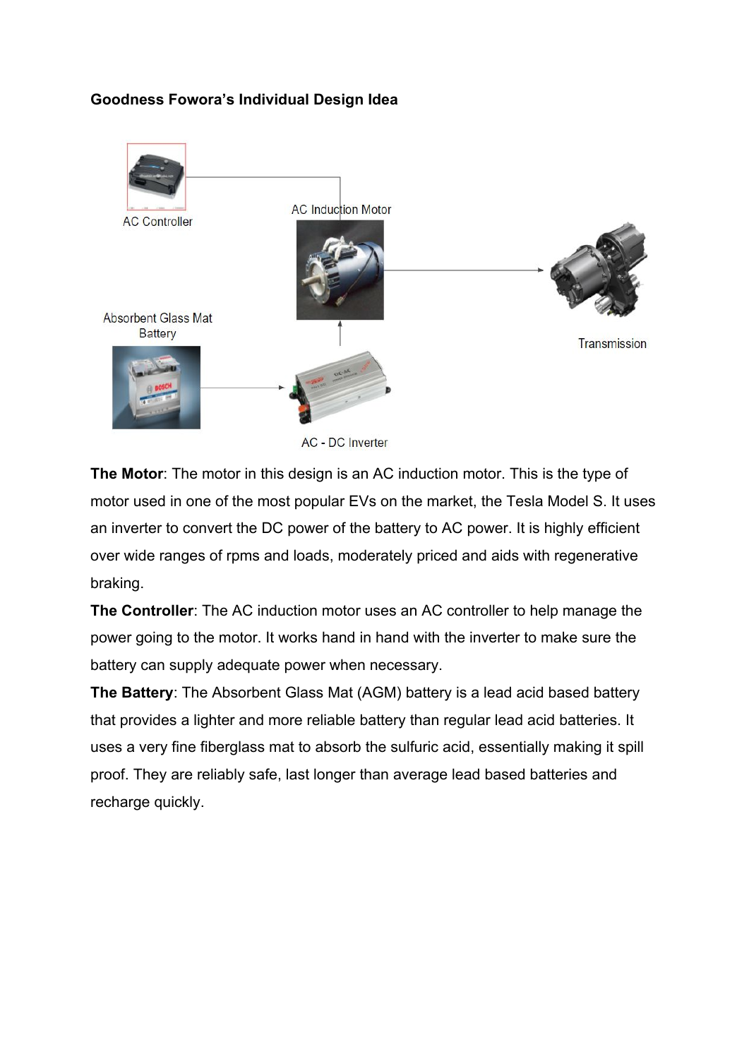**Goodness Fowora's Individual Design Idea**

**The Motor**: The motor in this design is an AC induction motor. This is the type of motor used in one of the most popular EVs on the market, the Tesla Model S. It uses an inverter to convert the DC power of the battery to AC power. It is highly efficient over wide ranges of rpms and loads, moderately priced and aids with regenerative braking.

**The Controller**: The AC induction motor uses an AC controller to help manage the power going to the motor. It works hand in hand with the inverter to make sure the battery can supply adequate power when necessary.

**The Battery**: The Absorbent Glass Mat (AGM) battery is a lead acid based battery that provides a lighter and more reliable battery than regular lead acid batteries. It uses a very fine fiberglass mat to absorb the sulfuric acid, essentially making it spill proof. They are reliably safe, last longer than average lead based batteries and recharge quickly.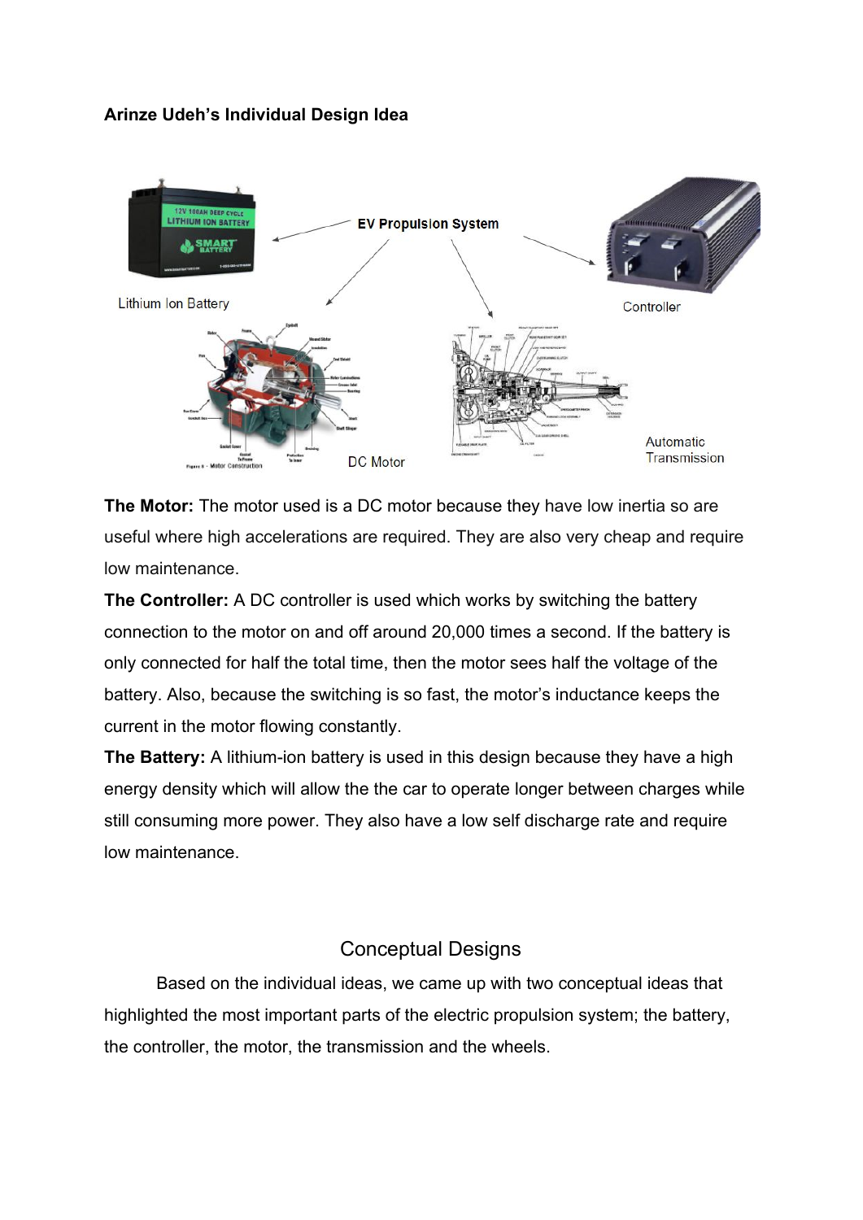**Arinze Udeh's Individual Design Idea**

**The Motor:** The motor used is a DC motor because they have low inertia so are useful where high accelerations are required. They are also very cheap and require low maintenance.

**The Controller:** A DC controller is used which works by switching the battery connection to the motor on and off around 20,000 times a second. If the battery is only connected for half the total time, then the motor sees half the voltage of the battery. Also, because the switching is so fast, the motor's inductance keeps the current in the motor flowing constantly.

**The Battery:** A lithium-ion battery is used in this design because they have a high energy density which will allow the the car to operate longer between charges while still consuming more power. They also have a low self discharge rate and require low maintenance.

## Conceptual Designs

Based on the individual ideas, we came up with two conceptual ideas that highlighted the most important parts of the electric propulsion system; the battery, the controller, the motor, the transmission and the wheels.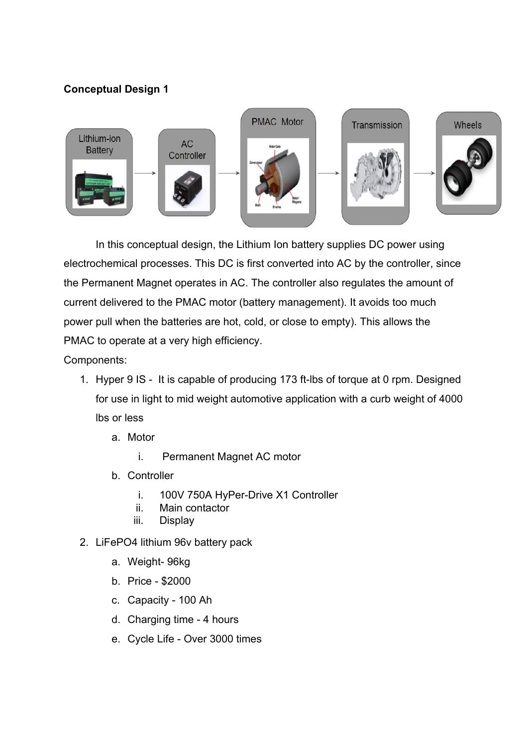**Conceptual Design 1**

In this conceptual design, the Lithium Ion battery supplies DC power using electrochemical processes. This DC is first converted into AC by the controller, since the Permanent Magnet operates in AC. The controller also regulates the amount of current delivered to the PMAC motor (battery management). It avoids too much power pull when the batteries are hot, cold, or close to empty). This allows the PMAC to operate at a very high efficiency.

Components:

1. Hyper 9 IS - It is capable of producing 173 ft-lbs of torque at 0 rpm. Designed for use in light to mid weight automotive application with a curb weight of 4000 lbs or less
    a. Motor
        i. Permanent Magnet AC motor
    b. Controller
        i. 100V 750A HyPer-Drive X1 Controller
        ii. Main contactor
        iii. Display
2. LiFePO4 lithium 96v battery pack
    a. Weight- 96kg
    b. Price - $2000
    c. Capacity - 100 Ah
    d. Charging time - 4 hours
    e. Cycle Life - Over 3000 times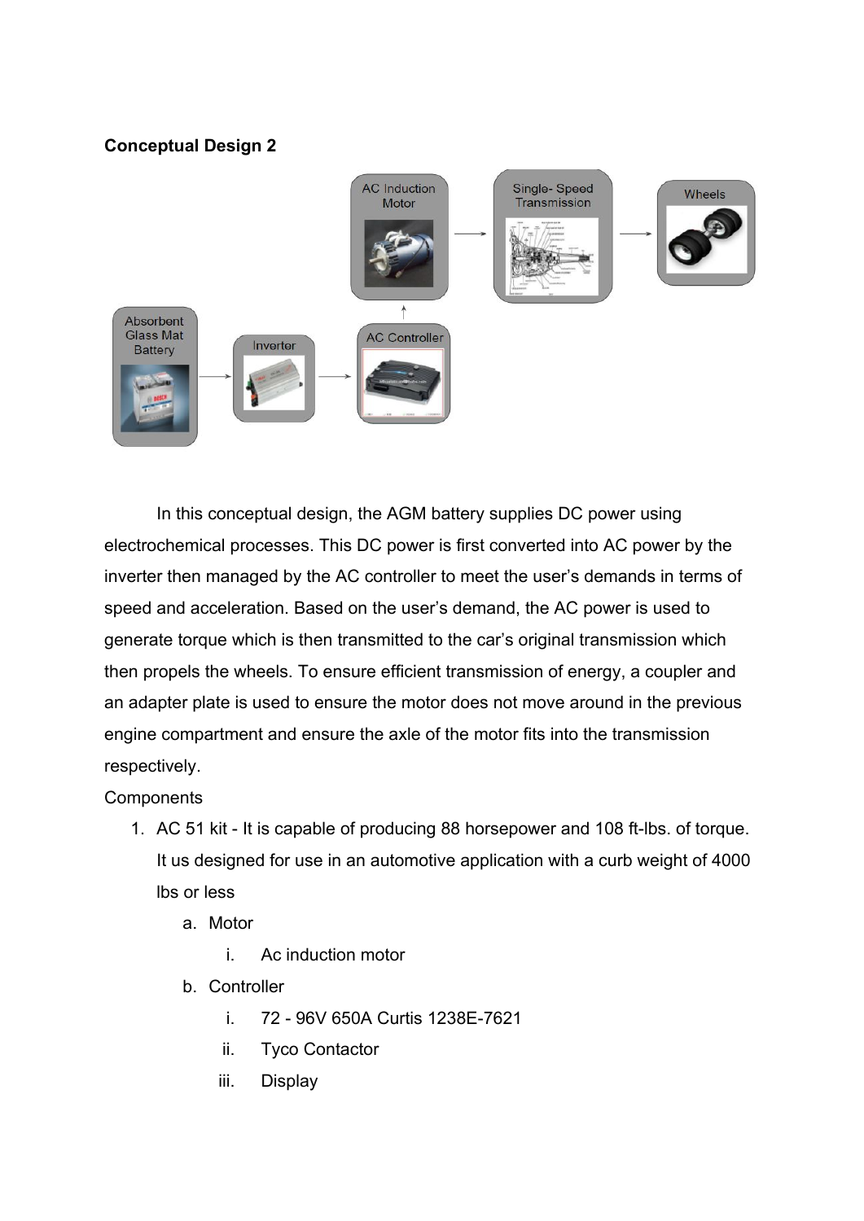**Conceptual Design 2**

In this conceptual design, the AGM battery supplies DC power using electrochemical processes. This DC power is first converted into AC power by the inverter then managed by the AC controller to meet the user's demands in terms of speed and acceleration. Based on the user's demand, the AC power is used to generate torque which is then transmitted to the car's original transmission which then propels the wheels. To ensure efficient transmission of energy, a coupler and an adapter plate is used to ensure the motor does not move around in the previous engine compartment and ensure the axle of the motor fits into the transmission respectively.

Components

1. AC 51 kit - It is capable of producing 88 horsepower and 108 ft-lbs. of torque. It us designed for use in an automotive application with a curb weight of 4000 lbs or less
   a. Motor
      i. Ac induction motor
   b. Controller
      i. 72 - 96V 650A Curtis 1238E-7621
      ii. Tyco Contactor
      iii. Display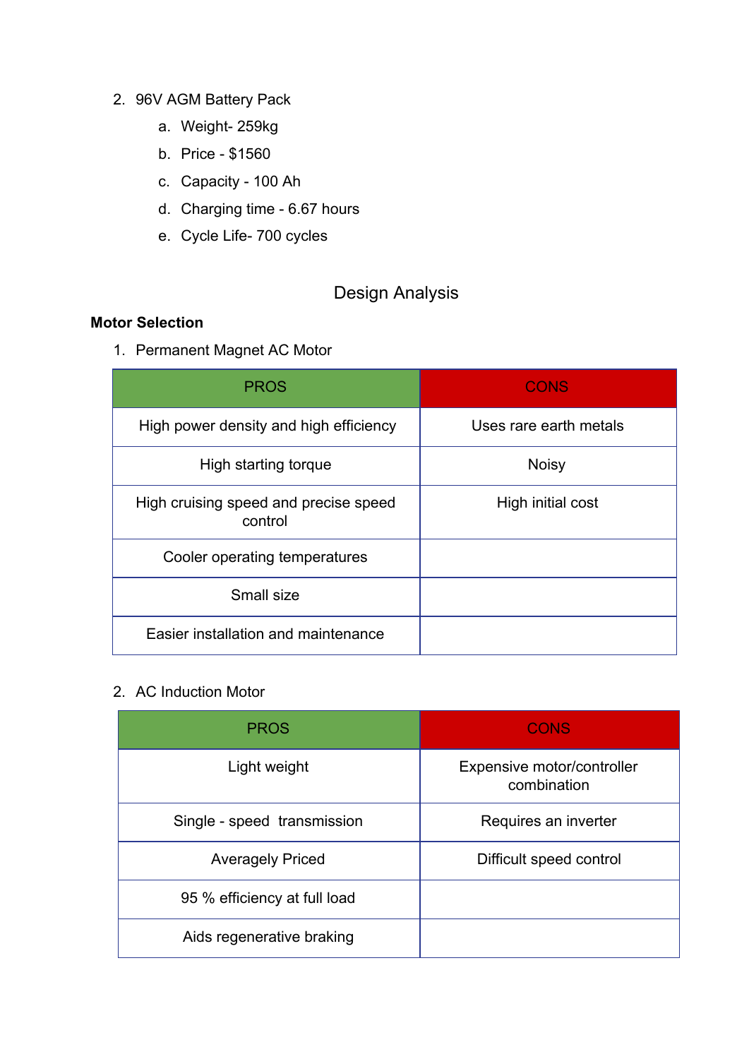2. 96V AGM Battery Pack
    a. Weight- 259kg
    b. Price - $1560
    c. Capacity - 100 Ah
    d. Charging time - 6.67 hours
    e. Cycle Life- 700 cycles

## Design Analysis

**Motor Selection**

1. Permanent Magnet AC Motor

| PROS | CONS |
|---|---|
| High power density and high efficiency | Uses rare earth metals |
| High starting torque | Noisy |
| High cruising speed and precise speed control | High initial cost |
| Cooler operating temperatures | |
| Small size | |
| Easier installation and maintenance | |

2. AC Induction Motor

| PROS | CONS |
|---|---|
| Light weight | Expensive motor/controller combination |
| Single - speed transmission | Requires an inverter |
| Averagely Priced | Difficult speed control |
| 95 % efficiency at full load | |
| Aids regenerative braking | |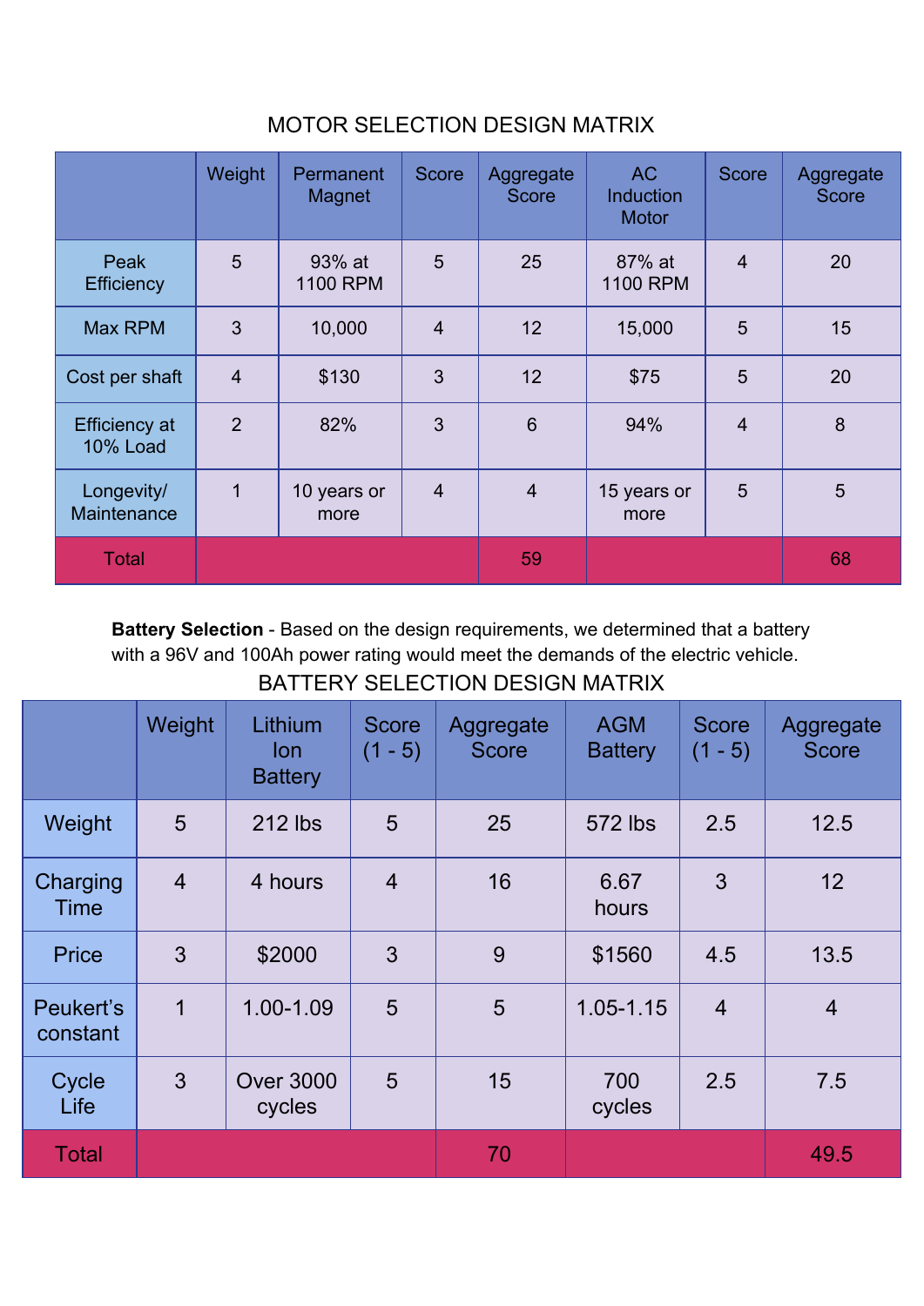## MOTOR SELECTION DESIGN MATRIX

| | Weight | Permanent Magnet | Score | Aggregate Score | AC Induction Motor | Score | Aggregate Score |
|---|---|---|---|---|---|---|---|
| Peak Efficiency | 5 | 93% at 1100 RPM | 5 | 25 | 87% at 1100 RPM | 4 | 20 |
| Max RPM | 3 | 10,000 | 4 | 12 | 15,000 | 5 | 15 |
| Cost per shaft | 4 | $130 | 3 | 12 | $75 | 5 | 20 |
| Efficiency at 10% Load | 2 | 82% | 3 | 6 | 94% | 4 | 8 |
| Longevity/ Maintenance | 1 | 10 years or more | 4 | 4 | 15 years or more | 5 | 5 |
| Total | | | | 59 | | | 68 |

**Battery Selection** - Based on the design requirements, we determined that a battery with a 96V and 100Ah power rating would meet the demands of the electric vehicle.

## BATTERY SELECTION DESIGN MATRIX

| | Weight | Lithium Ion Battery | Score (1 - 5) | Aggregate Score | AGM Battery | Score (1 - 5) | Aggregate Score |
|---|---|---|---|---|---|---|---|
| Weight | 5 | 212 lbs | 5 | 25 | 572 lbs | 2.5 | 12.5 |
| Charging Time | 4 | 4 hours | 4 | 16 | 6.67 hours | 3 | 12 |
| Price | 3 | $2000 | 3 | 9 | $1560 | 4.5 | 13.5 |
| Peukert's constant | 1 | 1.00-1.09 | 5 | 5 | 1.05-1.15 | 4 | 4 |
| Cycle Life | 3 | Over 3000 cycles | 5 | 15 | 700 cycles | 2.5 | 7.5 |
| Total | | | | 70 | | | 49.5 |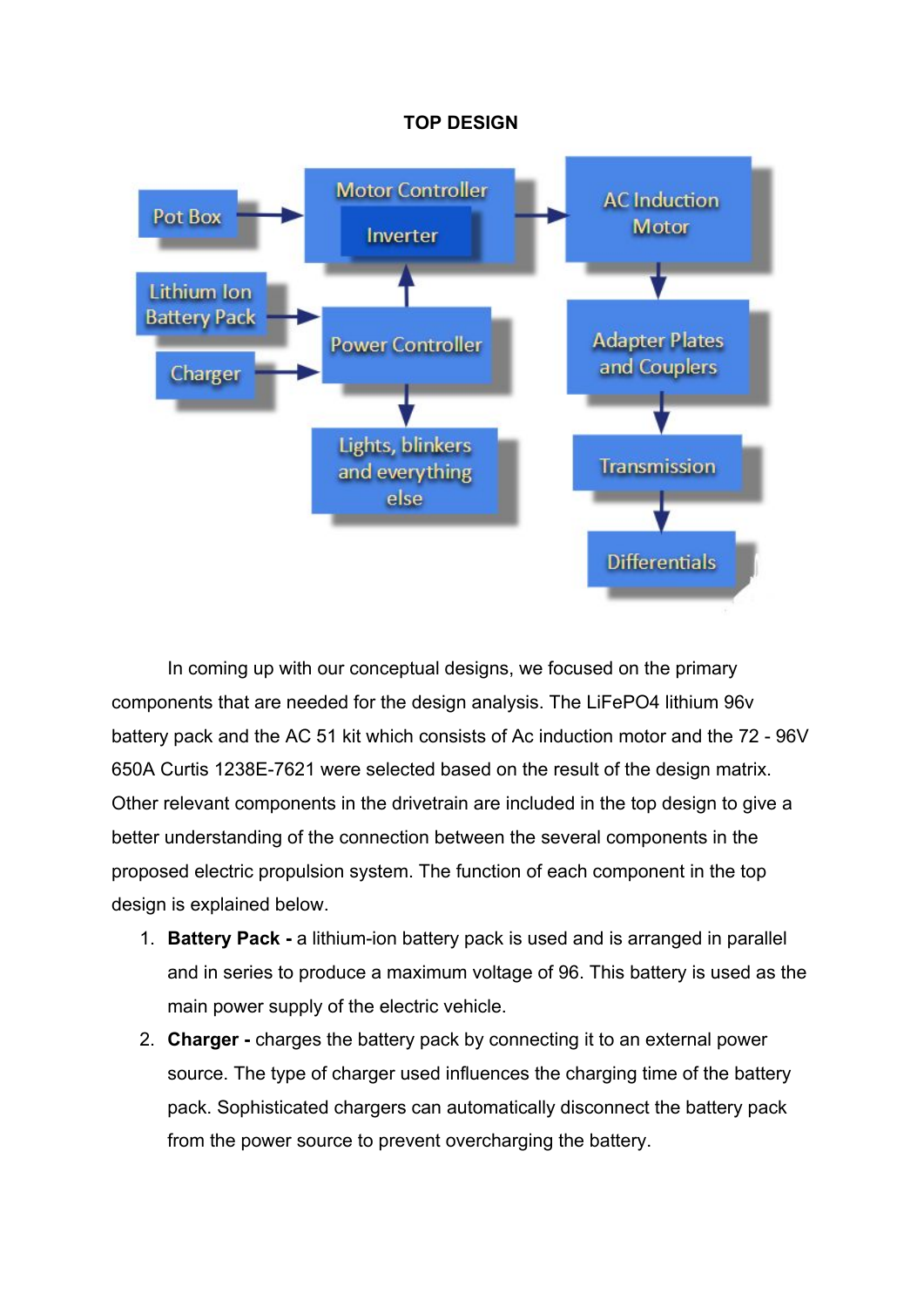**TOP DESIGN**

In coming up with our conceptual designs, we focused on the primary components that are needed for the design analysis. The LiFePO4 lithium 96v battery pack and the AC 51 kit which consists of Ac induction motor and the 72 - 96V 650A Curtis 1238E-7621 were selected based on the result of the design matrix. Other relevant components in the drivetrain are included in the top design to give a better understanding of the connection between the several components in the proposed electric propulsion system. The function of each component in the top design is explained below.

1. **Battery Pack -** a lithium-ion battery pack is used and is arranged in parallel and in series to produce a maximum voltage of 96. This battery is used as the main power supply of the electric vehicle.
2. **Charger -** charges the battery pack by connecting it to an external power source. The type of charger used influences the charging time of the battery pack. Sophisticated chargers can automatically disconnect the battery pack from the power source to prevent overcharging the battery.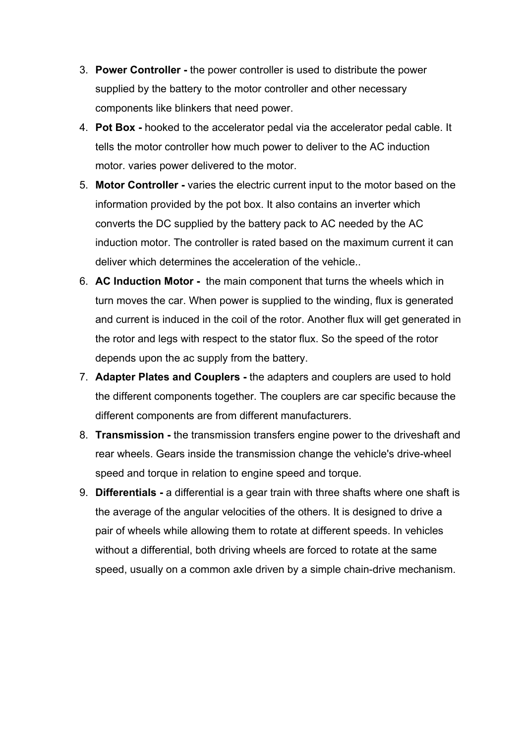3. **Power Controller -** the power controller is used to distribute the power supplied by the battery to the motor controller and other necessary components like blinkers that need power.
4. **Pot Box -** hooked to the accelerator pedal via the accelerator pedal cable. It tells the motor controller how much power to deliver to the AC induction motor. varies power delivered to the motor.
5. **Motor Controller -** varies the electric current input to the motor based on the information provided by the pot box. It also contains an inverter which converts the DC supplied by the battery pack to AC needed by the AC induction motor. The controller is rated based on the maximum current it can deliver which determines the acceleration of the vehicle..
6. **AC Induction Motor -** the main component that turns the wheels which in turn moves the car. When power is supplied to the winding, flux is generated and current is induced in the coil of the rotor. Another flux will get generated in the rotor and legs with respect to the stator flux. So the speed of the rotor depends upon the ac supply from the battery.
7. **Adapter Plates and Couplers -** the adapters and couplers are used to hold the different components together. The couplers are car specific because the different components are from different manufacturers.
8. **Transmission -** the transmission transfers engine power to the driveshaft and rear wheels. Gears inside the transmission change the vehicle's drive-wheel speed and torque in relation to engine speed and torque.
9. **Differentials -** a differential is a gear train with three shafts where one shaft is the average of the angular velocities of the others. It is designed to drive a pair of wheels while allowing them to rotate at different speeds. In vehicles without a differential, both driving wheels are forced to rotate at the same speed, usually on a common axle driven by a simple chain-drive mechanism.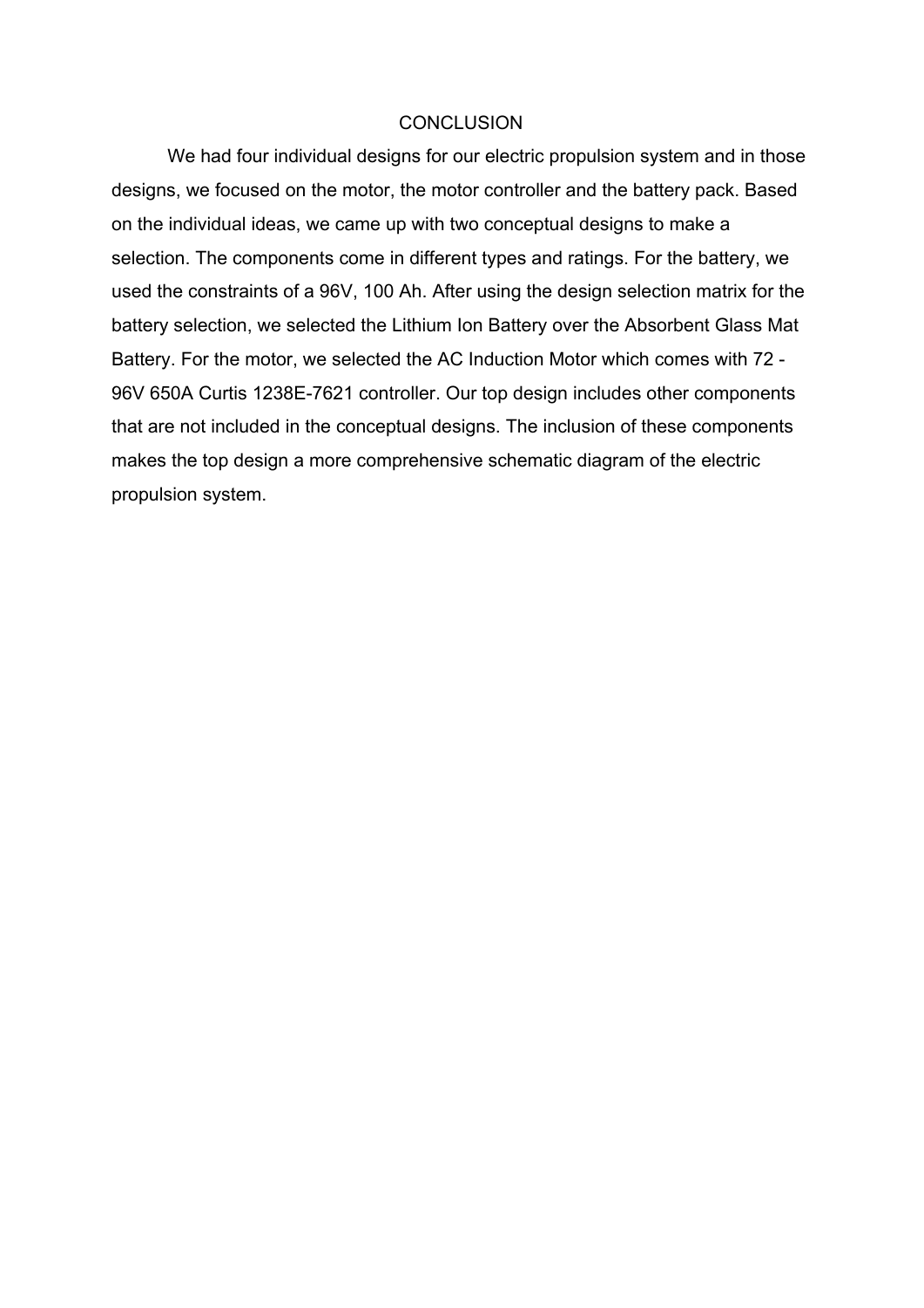# CONCLUSION

We had four individual designs for our electric propulsion system and in those designs, we focused on the motor, the motor controller and the battery pack. Based on the individual ideas, we came up with two conceptual designs to make a selection. The components come in different types and ratings. For the battery, we used the constraints of a 96V, 100 Ah. After using the design selection matrix for the battery selection, we selected the Lithium Ion Battery over the Absorbent Glass Mat Battery. For the motor, we selected the AC Induction Motor which comes with 72 - 96V 650A Curtis 1238E-7621 controller. Our top design includes other components that are not included in the conceptual designs. The inclusion of these components makes the top design a more comprehensive schematic diagram of the electric propulsion system.